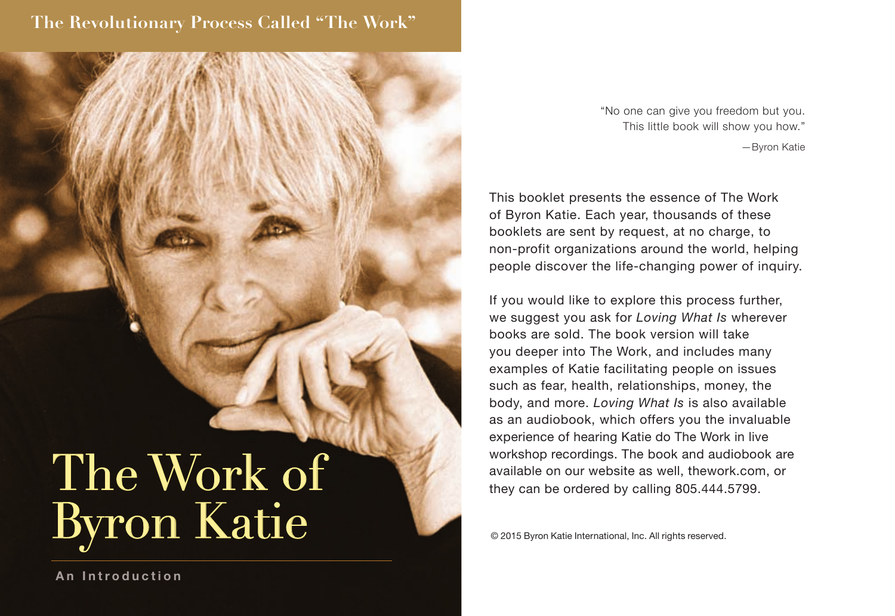The Revolutionary Process Called "The Work"

# The Work of Byron Katie

**An Introduction**

"No one can give you freedom but you.
This little book will show you how."

—Byron Katie

This booklet presents the essence of The Work of Byron Katie. Each year, thousands of these booklets are sent by request, at no charge, to non-profit organizations around the world, helping people discover the life-changing power of inquiry.

If you would like to explore this process further, we suggest you ask for *Loving What Is* wherever books are sold. The book version will take you deeper into The Work, and includes many examples of Katie facilitating people on issues such as fear, health, relationships, money, the body, and more. *Loving What Is* is also available as an audiobook, which offers you the invaluable experience of hearing Katie do The Work in live workshop recordings. The book and audiobook are available on our website as well, thework.com, or they can be ordered by calling 805.444.5799.

© 2015 Byron Katie International, Inc. All rights reserved.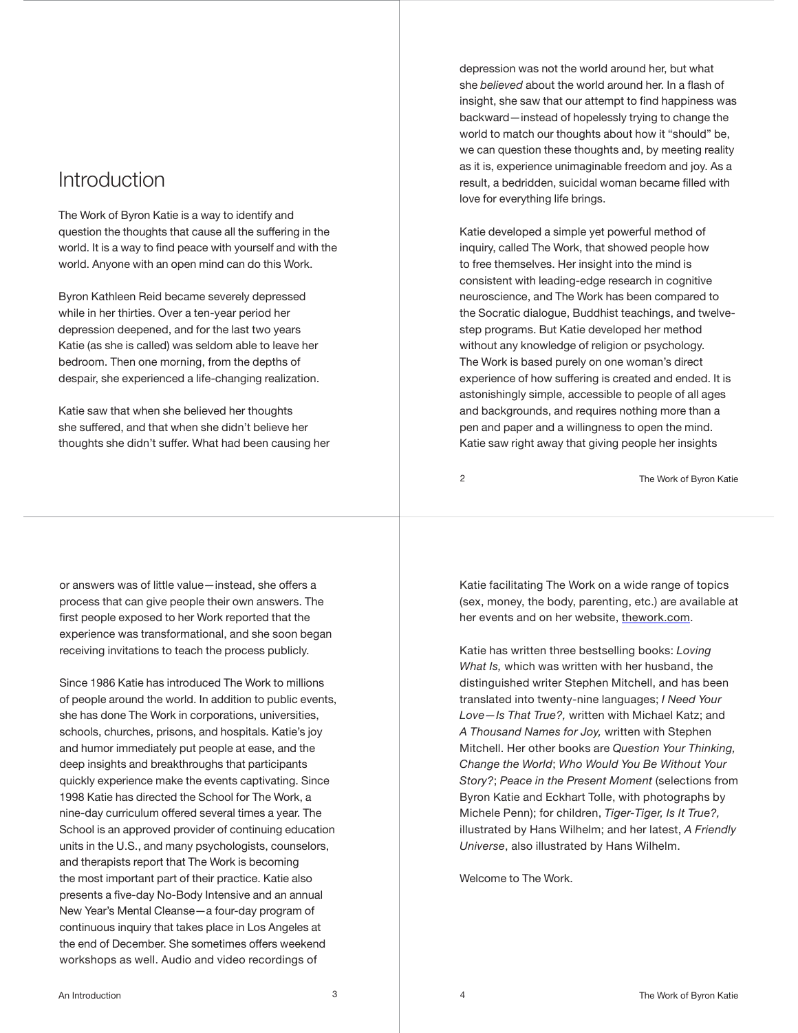# Introduction

The Work of Byron Katie is a way to identify and question the thoughts that cause all the suffering in the world. It is a way to find peace with yourself and with the world. Anyone with an open mind can do this Work.

Byron Kathleen Reid became severely depressed while in her thirties. Over a ten-year period her depression deepened, and for the last two years Katie (as she is called) was seldom able to leave her bedroom. Then one morning, from the depths of despair, she experienced a life-changing realization.

Katie saw that when she believed her thoughts she suffered, and that when she didn't believe her thoughts she didn't suffer. What had been causing her depression was not the world around her, but what she *believed* about the world around her. In a flash of insight, she saw that our attempt to find happiness was backward—instead of hopelessly trying to change the world to match our thoughts about how it "should" be, we can question these thoughts and, by meeting reality as it is, experience unimaginable freedom and joy. As a result, a bedridden, suicidal woman became filled with love for everything life brings.

Katie developed a simple yet powerful method of inquiry, called The Work, that showed people how to free themselves. Her insight into the mind is consistent with leading-edge research in cognitive neuroscience, and The Work has been compared to the Socratic dialogue, Buddhist teachings, and twelve-step programs. But Katie developed her method without any knowledge of religion or psychology. The Work is based purely on one woman's direct experience of how suffering is created and ended. It is astonishingly simple, accessible to people of all ages and backgrounds, and requires nothing more than a pen and paper and a willingness to open the mind. Katie saw right away that giving people her insights or answers was of little value—instead, she offers a process that can give people their own answers. The first people exposed to her Work reported that the experience was transformational, and she soon began receiving invitations to teach the process publicly.

Since 1986 Katie has introduced The Work to millions of people around the world. In addition to public events, she has done The Work in corporations, universities, schools, churches, prisons, and hospitals. Katie's joy and humor immediately put people at ease, and the deep insights and breakthroughs that participants quickly experience make the events captivating. Since 1998 Katie has directed the School for The Work, a nine-day curriculum offered several times a year. The School is an approved provider of continuing education units in the U.S., and many psychologists, counselors, and therapists report that The Work is becoming the most important part of their practice. Katie also presents a five-day No-Body Intensive and an annual New Year's Mental Cleanse—a four-day program of continuous inquiry that takes place in Los Angeles at the end of December. She sometimes offers weekend workshops as well. Audio and video recordings of Katie facilitating The Work on a wide range of topics (sex, money, the body, parenting, etc.) are available at her events and on her website, thework.com.

Katie has written three bestselling books: *Loving What Is,* which was written with her husband, the distinguished writer Stephen Mitchell, and has been translated into twenty-nine languages; *I Need Your Love—Is That True?,* written with Michael Katz; and *A Thousand Names for Joy,* written with Stephen Mitchell. Her other books are *Question Your Thinking, Change the World*; *Who Would You Be Without Your Story?*; *Peace in the Present Moment* (selections from Byron Katie and Eckhart Tolle, with photographs by Michele Penn); for children, *Tiger-Tiger, Is It True?,* illustrated by Hans Wilhelm; and her latest, *A Friendly Universe*, also illustrated by Hans Wilhelm.

Welcome to The Work.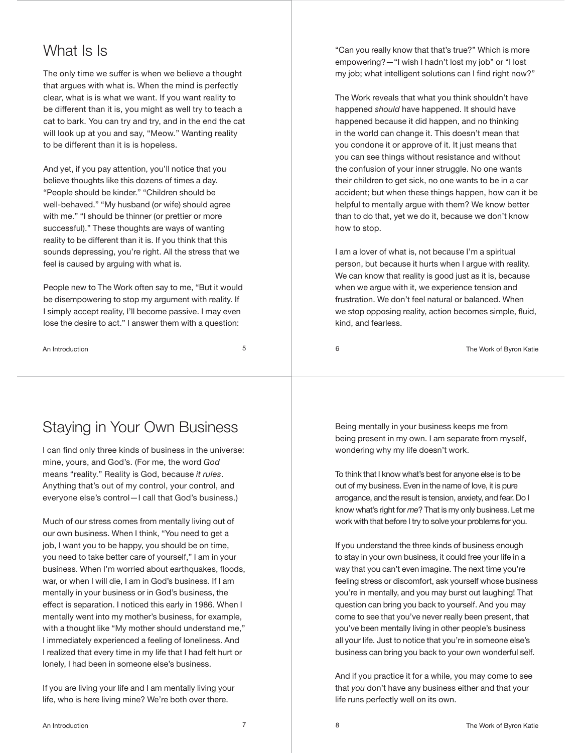## What Is Is

The only time we suffer is when we believe a thought that argues with what is. When the mind is perfectly clear, what is is what we want. If you want reality to be different than it is, you might as well try to teach a cat to bark. You can try and try, and in the end the cat will look up at you and say, "Meow." Wanting reality to be different than it is is hopeless.

And yet, if you pay attention, you'll notice that you believe thoughts like this dozens of times a day. "People should be kinder." "Children should be well-behaved." "My husband (or wife) should agree with me." "I should be thinner (or prettier or more successful)." These thoughts are ways of wanting reality to be different than it is. If you think that this sounds depressing, you're right. All the stress that we feel is caused by arguing with what is.

People new to The Work often say to me, "But it would be disempowering to stop my argument with reality. If I simply accept reality, I'll become passive. I may even lose the desire to act." I answer them with a question: "Can you really know that that's true?" Which is more empowering?—"I wish I hadn't lost my job" or "I lost my job; what intelligent solutions can I find right now?"

The Work reveals that what you think shouldn't have happened *should* have happened. It should have happened because it did happen, and no thinking in the world can change it. This doesn't mean that you condone it or approve of it. It just means that you can see things without resistance and without the confusion of your inner struggle. No one wants their children to get sick, no one wants to be in a car accident; but when these things happen, how can it be helpful to mentally argue with them? We know better than to do that, yet we do it, because we don't know how to stop.

I am a lover of what is, not because I'm a spiritual person, but because it hurts when I argue with reality. We can know that reality is good just as it is, because when we argue with it, we experience tension and frustration. We don't feel natural or balanced. When we stop opposing reality, action becomes simple, fluid, kind, and fearless.

## Staying in Your Own Business

I can find only three kinds of business in the universe: mine, yours, and God's. (For me, the word *God* means "reality." Reality is God, because *it rules*. Anything that's out of my control, your control, and everyone else's control—I call that God's business.)

Much of our stress comes from mentally living out of our own business. When I think, "You need to get a job, I want you to be happy, you should be on time, you need to take better care of yourself," I am in your business. When I'm worried about earthquakes, floods, war, or when I will die, I am in God's business. If I am mentally in your business or in God's business, the effect is separation. I noticed this early in 1986. When I mentally went into my mother's business, for example, with a thought like "My mother should understand me," I immediately experienced a feeling of loneliness. And I realized that every time in my life that I had felt hurt or lonely, I had been in someone else's business.

If you are living your life and I am mentally living your life, who is here living mine? We're both over there. Being mentally in your business keeps me from being present in my own. I am separate from myself, wondering why my life doesn't work.

To think that I know what's best for anyone else is to be out of my business. Even in the name of love, it is pure arrogance, and the result is tension, anxiety, and fear. Do I know what's right for *me*? That is my only business. Let me work with that before I try to solve your problems for you.

If you understand the three kinds of business enough to stay in your own business, it could free your life in a way that you can't even imagine. The next time you're feeling stress or discomfort, ask yourself whose business you're in mentally, and you may burst out laughing! That question can bring you back to yourself. And you may come to see that you've never really been present, that you've been mentally living in other people's business all your life. Just to notice that you're in someone else's business can bring you back to your own wonderful self.

And if you practice it for a while, you may come to see that *you* don't have any business either and that your life runs perfectly well on its own.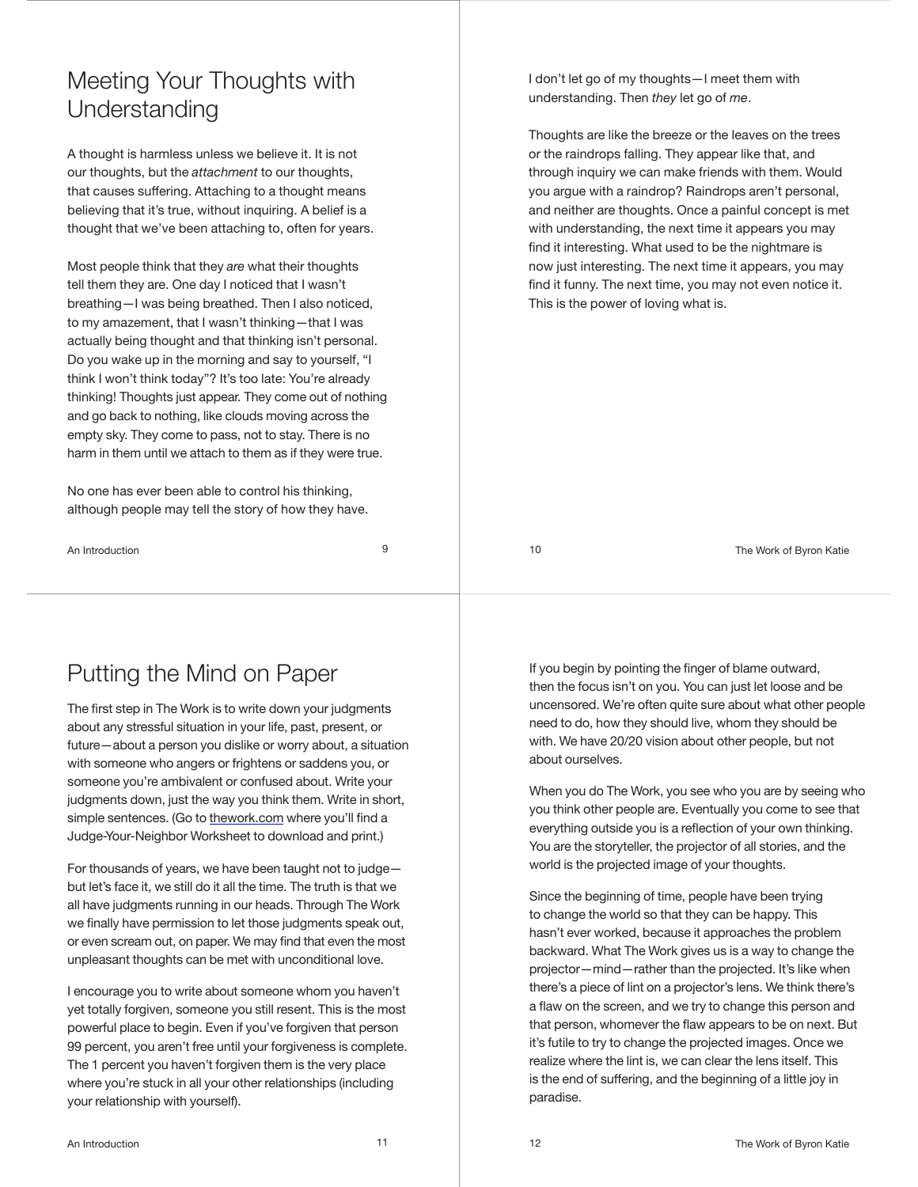## Meeting Your Thoughts with Understanding

A thought is harmless unless we believe it. It is not our thoughts, but the *attachment* to our thoughts, that causes suffering. Attaching to a thought means believing that it's true, without inquiring. A belief is a thought that we've been attaching to, often for years.

Most people think that they *are* what their thoughts tell them they are. One day I noticed that I wasn't breathing—I was being breathed. Then I also noticed, to my amazement, that I wasn't thinking—that I was actually being thought and that thinking isn't personal. Do you wake up in the morning and say to yourself, "I think I won't think today"? It's too late: You're already thinking! Thoughts just appear. They come out of nothing and go back to nothing, like clouds moving across the empty sky. They come to pass, not to stay. There is no harm in them until we attach to them as if they were true.

No one has ever been able to control his thinking, although people may tell the story of how they have. I don't let go of my thoughts—I meet them with understanding. Then *they* let go of *me*.

Thoughts are like the breeze or the leaves on the trees or the raindrops falling. They appear like that, and through inquiry we can make friends with them. Would you argue with a raindrop? Raindrops aren't personal, and neither are thoughts. Once a painful concept is met with understanding, the next time it appears you may find it interesting. What used to be the nightmare is now just interesting. The next time it appears, you may find it funny. The next time, you may not even notice it. This is the power of loving what is.

## Putting the Mind on Paper

The first step in The Work is to write down your judgments about any stressful situation in your life, past, present, or future—about a person you dislike or worry about, a situation with someone who angers or frightens or saddens you, or someone you're ambivalent or confused about. Write your judgments down, just the way you think them. Write in short, simple sentences. (Go to thework.com where you'll find a Judge-Your-Neighbor Worksheet to download and print.)

For thousands of years, we have been taught not to judge—but let's face it, we still do it all the time. The truth is that we all have judgments running in our heads. Through The Work we finally have permission to let those judgments speak out, or even scream out, on paper. We may find that even the most unpleasant thoughts can be met with unconditional love.

I encourage you to write about someone whom you haven't yet totally forgiven, someone you still resent. This is the most powerful place to begin. Even if you've forgiven that person 99 percent, you aren't free until your forgiveness is complete. The 1 percent you haven't forgiven them is the very place where you're stuck in all your other relationships (including your relationship with yourself).

If you begin by pointing the finger of blame outward, then the focus isn't on you. You can just let loose and be uncensored. We're often quite sure about what other people need to do, how they should live, whom they should be with. We have 20/20 vision about other people, but not about ourselves.

When you do The Work, you see who you are by seeing who you think other people are. Eventually you come to see that everything outside you is a reflection of your own thinking. You are the storyteller, the projector of all stories, and the world is the projected image of your thoughts.

Since the beginning of time, people have been trying to change the world so that they can be happy. This hasn't ever worked, because it approaches the problem backward. What The Work gives us is a way to change the projector—mind—rather than the projected. It's like when there's a piece of lint on a projector's lens. We think there's a flaw on the screen, and we try to change this person and that person, whomever the flaw appears to be on next. But it's futile to try to change the projected images. Once we realize where the lint is, we can clear the lens itself. This is the end of suffering, and the beginning of a little joy in paradise.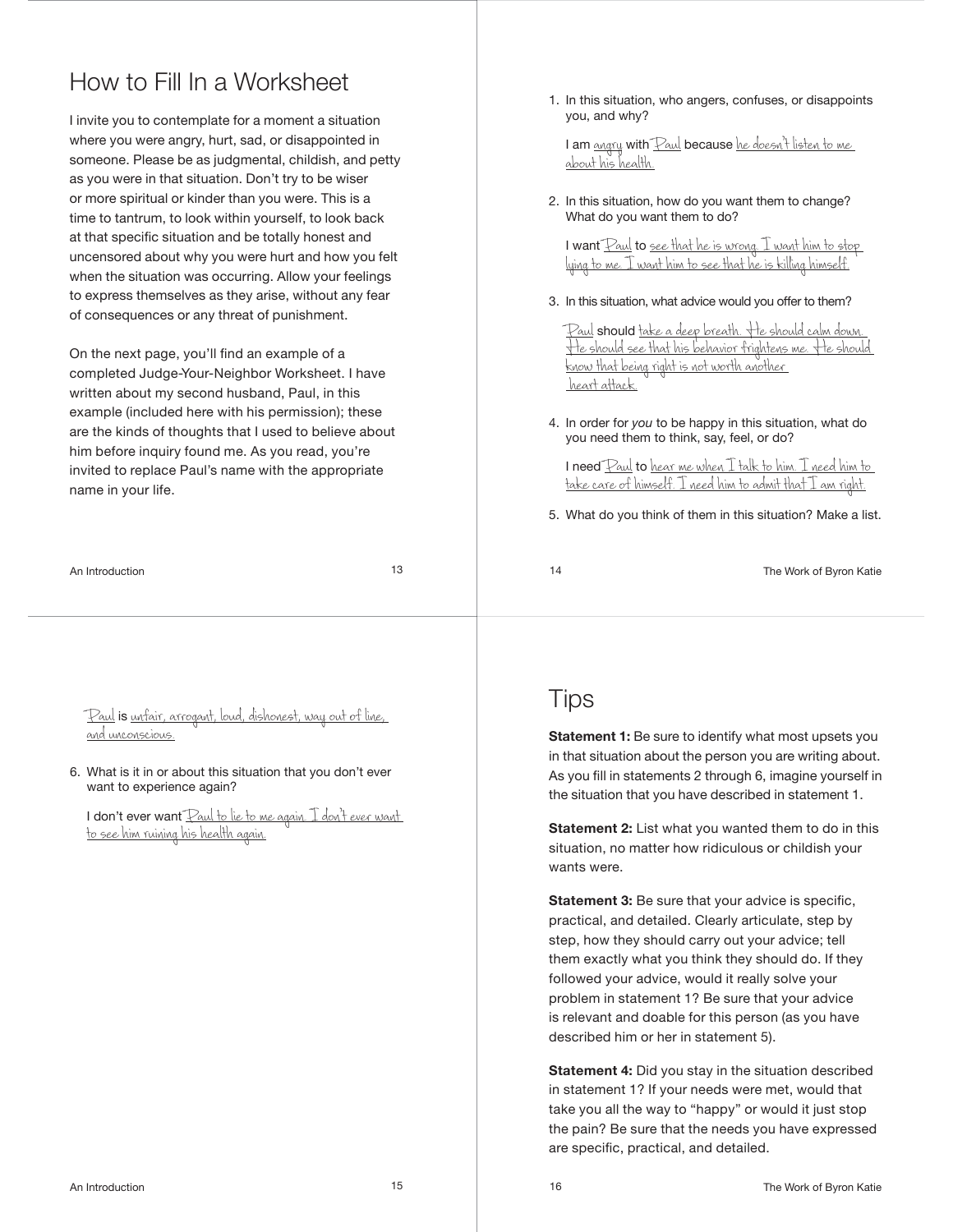# How to Fill In a Worksheet

I invite you to contemplate for a moment a situation where you were angry, hurt, sad, or disappointed in someone. Please be as judgmental, childish, and petty as you were in that situation. Don't try to be wiser or more spiritual or kinder than you were. This is a time to tantrum, to look within yourself, to look back at that specific situation and be totally honest and uncensored about why you were hurt and how you felt when the situation was occurring. Allow your feelings to express themselves as they arise, without any fear of consequences or any threat of punishment.

On the next page, you'll find an example of a completed Judge-Your-Neighbor Worksheet. I have written about my second husband, Paul, in this example (included here with his permission); these are the kinds of thoughts that I used to believe about him before inquiry found me. As you read, you're invited to replace Paul's name with the appropriate name in your life.

1. In this situation, who angers, confuses, or disappoints you, and why?

   I am _angry_ with _Paul_ because _he doesn't listen to me about his health._

2. In this situation, how do you want them to change? What do you want them to do?

   I want _Paul_ to _see that he is wrong. I want him to stop lying to me. I want him to see that he is killing himself._

3. In this situation, what advice would you offer to them?

   _Paul_ should _take a deep breath. He should calm down. He should see that his behavior frightens me. He should know that being right is not worth another heart attack._

4. In order for *you* to be happy in this situation, what do you need them to think, say, feel, or do?

   I need _Paul_ to _hear me when I talk to him. I need him to take care of himself. I need him to admit that I am right._

5. What do you think of them in this situation? Make a list.

   _Paul_ is _unfair, arrogant, loud, dishonest, way out of line, and unconscious._

6. What is it in or about this situation that you don't ever want to experience again?

   I don't ever want _Paul to lie to me again. I don't ever want to see him ruining his health again._

# Tips

**Statement 1:** Be sure to identify what most upsets you in that situation about the person you are writing about. As you fill in statements 2 through 6, imagine yourself in the situation that you have described in statement 1.

**Statement 2:** List what you wanted them to do in this situation, no matter how ridiculous or childish your wants were.

**Statement 3:** Be sure that your advice is specific, practical, and detailed. Clearly articulate, step by step, how they should carry out your advice; tell them exactly what you think they should do. If they followed your advice, would it really solve your problem in statement 1? Be sure that your advice is relevant and doable for this person (as you have described him or her in statement 5).

**Statement 4:** Did you stay in the situation described in statement 1? If your needs were met, would that take you all the way to "happy" or would it just stop the pain? Be sure that the needs you have expressed are specific, practical, and detailed.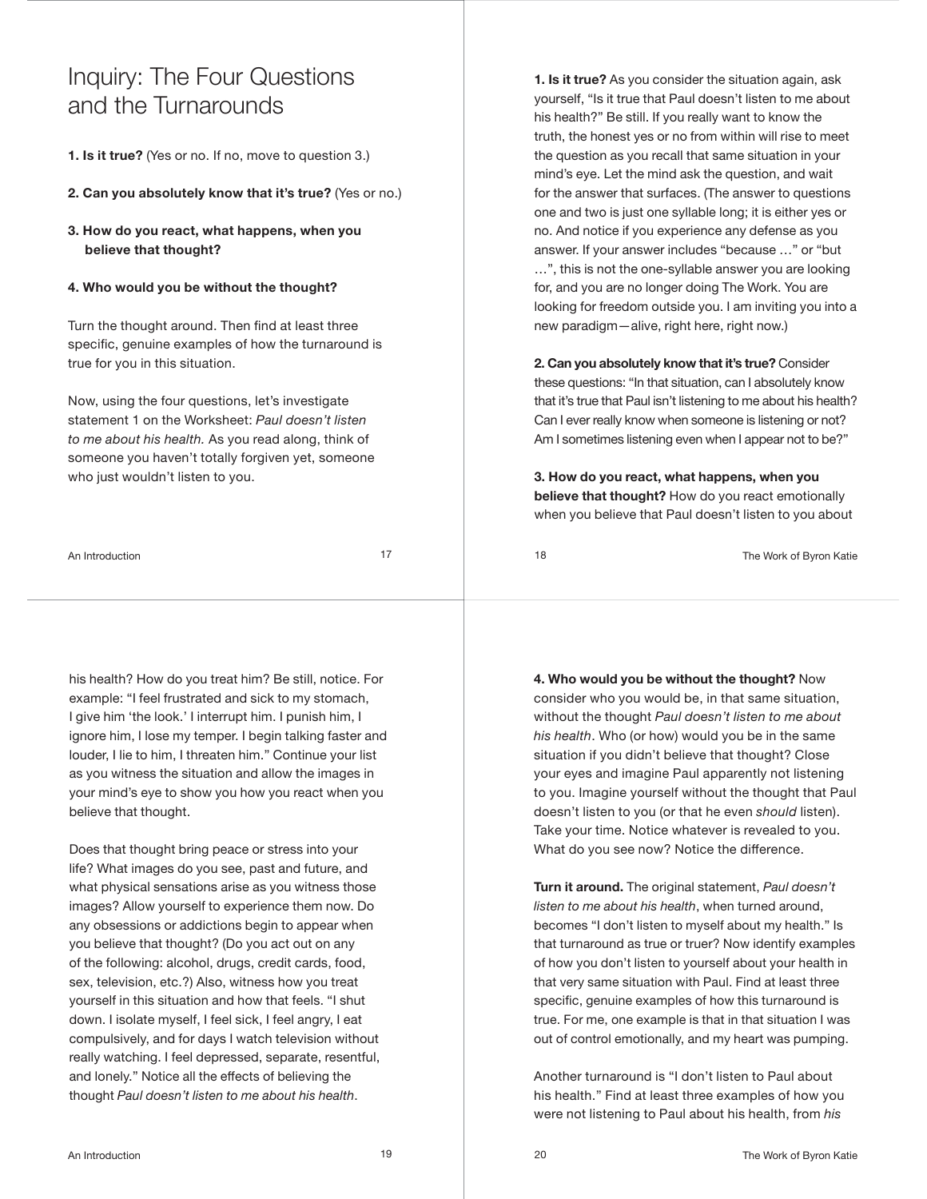# Inquiry: The Four Questions and the Turnarounds

**1. Is it true?** (Yes or no. If no, move to question 3.)

**2. Can you absolutely know that it's true?** (Yes or no.)

**3. How do you react, what happens, when you believe that thought?**

**4. Who would you be without the thought?**

Turn the thought around. Then find at least three specific, genuine examples of how the turnaround is true for you in this situation.

Now, using the four questions, let's investigate statement 1 on the Worksheet: *Paul doesn't listen to me about his health.* As you read along, think of someone you haven't totally forgiven yet, someone who just wouldn't listen to you.

**1. Is it true?** As you consider the situation again, ask yourself, "Is it true that Paul doesn't listen to me about his health?" Be still. If you really want to know the truth, the honest yes or no from within will rise to meet the question as you recall that same situation in your mind's eye. Let the mind ask the question, and wait for the answer that surfaces. (The answer to questions one and two is just one syllable long; it is either yes or no. And notice if you experience any defense as you answer. If your answer includes "because …" or "but …", this is not the one-syllable answer you are looking for, and you are no longer doing The Work. You are looking for freedom outside you. I am inviting you into a new paradigm—alive, right here, right now.)

**2. Can you absolutely know that it's true?** Consider these questions: "In that situation, can I absolutely know that it's true that Paul isn't listening to me about his health? Can I ever really know when someone is listening or not? Am I sometimes listening even when I appear not to be?"

**3. How do you react, what happens, when you believe that thought?** How do you react emotionally when you believe that Paul doesn't listen to you about his health? How do you treat him? Be still, notice. For example: "I feel frustrated and sick to my stomach, I give him 'the look.' I interrupt him. I punish him, I ignore him, I lose my temper. I begin talking faster and louder, I lie to him, I threaten him." Continue your list as you witness the situation and allow the images in your mind's eye to show you how you react when you believe that thought.

Does that thought bring peace or stress into your life? What images do you see, past and future, and what physical sensations arise as you witness those images? Allow yourself to experience them now. Do any obsessions or addictions begin to appear when you believe that thought? (Do you act out on any of the following: alcohol, drugs, credit cards, food, sex, television, etc.?) Also, witness how you treat yourself in this situation and how that feels. "I shut down. I isolate myself, I feel sick, I feel angry, I eat compulsively, and for days I watch television without really watching. I feel depressed, separate, resentful, and lonely." Notice all the effects of believing the thought *Paul doesn't listen to me about his health*.

**4. Who would you be without the thought?** Now consider who you would be, in that same situation, without the thought *Paul doesn't listen to me about his health*. Who (or how) would you be in the same situation if you didn't believe that thought? Close your eyes and imagine Paul apparently not listening to you. Imagine yourself without the thought that Paul doesn't listen to you (or that he even *should* listen). Take your time. Notice whatever is revealed to you. What do you see now? Notice the difference.

**Turn it around.** The original statement, *Paul doesn't listen to me about his health*, when turned around, becomes "I don't listen to myself about my health." Is that turnaround as true or truer? Now identify examples of how you don't listen to yourself about your health in that very same situation with Paul. Find at least three specific, genuine examples of how this turnaround is true. For me, one example is that in that situation I was out of control emotionally, and my heart was pumping.

Another turnaround is "I don't listen to Paul about his health." Find at least three examples of how you were not listening to Paul about his health, from *his*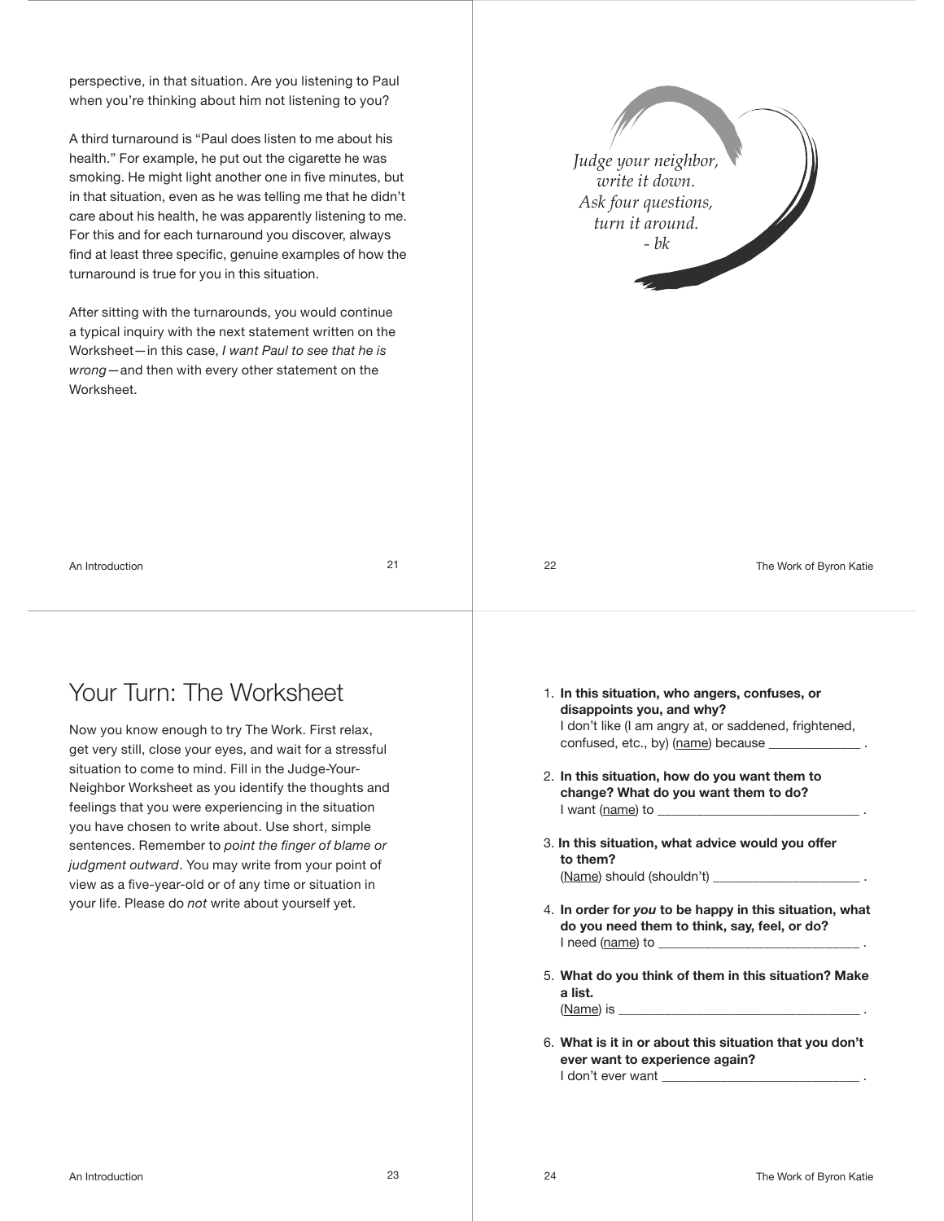perspective, in that situation. Are you listening to Paul when you're thinking about him not listening to you?

A third turnaround is "Paul does listen to me about his health." For example, he put out the cigarette he was smoking. He might light another one in five minutes, but in that situation, even as he was telling me that he didn't care about his health, he was apparently listening to me. For this and for each turnaround you discover, always find at least three specific, genuine examples of how the turnaround is true for you in this situation.

After sitting with the turnarounds, you would continue a typical inquiry with the next statement written on the Worksheet—in this case, *I want Paul to see that he is wrong*—and then with every other statement on the Worksheet.

*Judge your neighbor,*
*write it down.*
*Ask four questions,*
*turn it around.*
*- bk*

# Your Turn: The Worksheet

Now you know enough to try The Work. First relax, get very still, close your eyes, and wait for a stressful situation to come to mind. Fill in the Judge-Your-Neighbor Worksheet as you identify the thoughts and feelings that you were experiencing in the situation you have chosen to write about. Use short, simple sentences. Remember to *point the finger of blame or judgment outward*. You may write from your point of view as a five-year-old or of any time or situation in your life. Please do *not* write about yourself yet.

1. **In this situation, who angers, confuses, or disappoints you, and why?**
   I don't like (I am angry at, or saddened, frightened, confused, etc., by) (name) because _____________ .

2. **In this situation, how do you want them to change? What do you want them to do?**
   I want (name) to _____________________________ .

3. **In this situation, what advice would you offer to them?**
   (Name) should (shouldn't) _____________________ .

4. **In order for *you* to be happy in this situation, what do you need them to think, say, feel, or do?**
   I need (name) to _____________________________ .

5. **What do you think of them in this situation? Make a list.**
   (Name) is ___________________________________ .

6. **What is it in or about this situation that you don't ever want to experience again?**
   I don't ever want _____________________________ .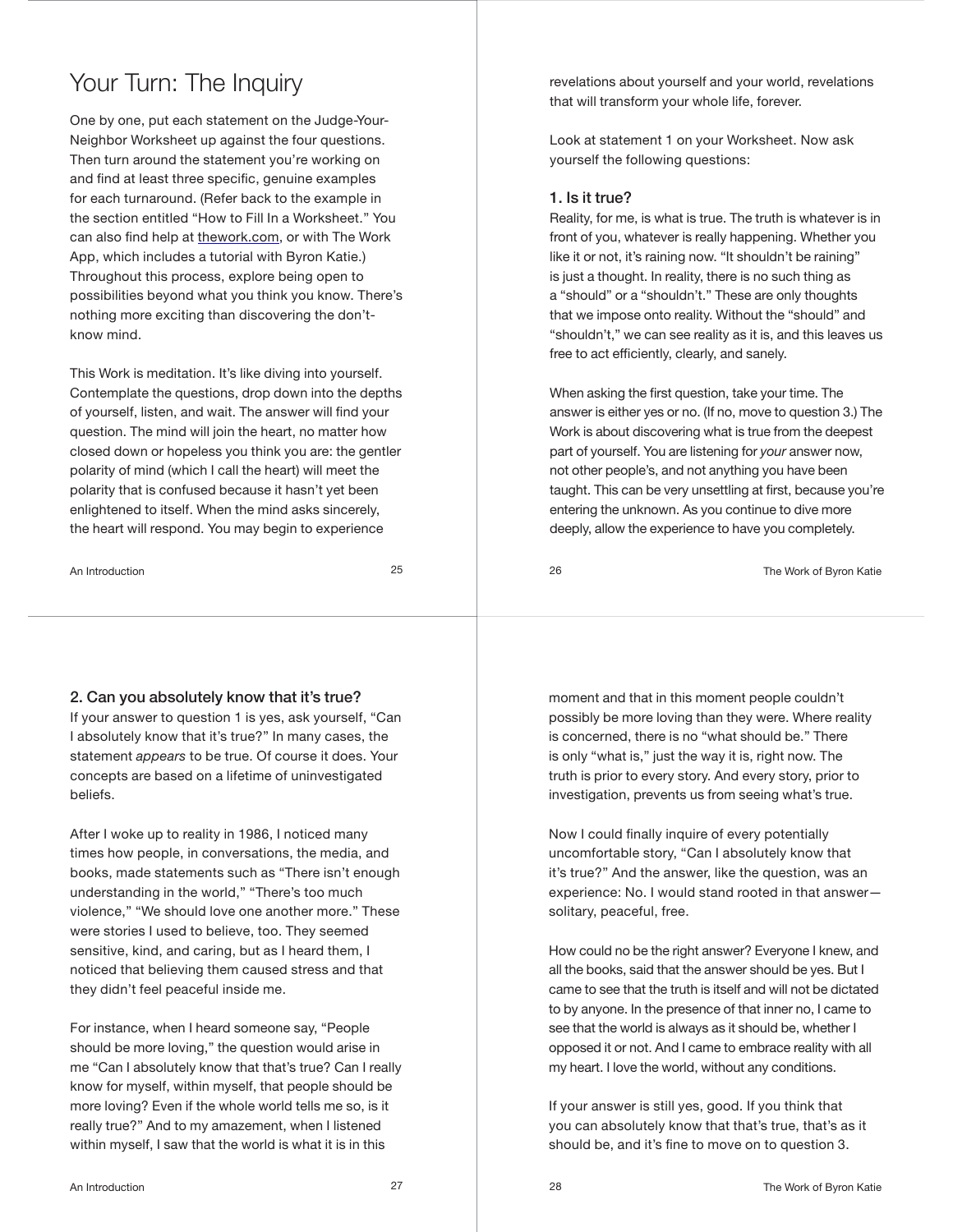# Your Turn: The Inquiry

One by one, put each statement on the Judge-Your-Neighbor Worksheet up against the four questions. Then turn around the statement you're working on and find at least three specific, genuine examples for each turnaround. (Refer back to the example in the section entitled "How to Fill In a Worksheet." You can also find help at thework.com, or with The Work App, which includes a tutorial with Byron Katie.) Throughout this process, explore being open to possibilities beyond what you think you know. There's nothing more exciting than discovering the don't-know mind.

This Work is meditation. It's like diving into yourself. Contemplate the questions, drop down into the depths of yourself, listen, and wait. The answer will find your question. The mind will join the heart, no matter how closed down or hopeless you think you are: the gentler polarity of mind (which I call the heart) will meet the polarity that is confused because it hasn't yet been enlightened to itself. When the mind asks sincerely, the heart will respond. You may begin to experience revelations about yourself and your world, revelations that will transform your whole life, forever.

Look at statement 1 on your Worksheet. Now ask yourself the following questions:

### 1. Is it true?

Reality, for me, is what is true. The truth is whatever is in front of you, whatever is really happening. Whether you like it or not, it's raining now. "It shouldn't be raining" is just a thought. In reality, there is no such thing as a "should" or a "shouldn't." These are only thoughts that we impose onto reality. Without the "should" and "shouldn't," we can see reality as it is, and this leaves us free to act efficiently, clearly, and sanely.

When asking the first question, take your time. The answer is either yes or no. (If no, move to question 3.) The Work is about discovering what is true from the deepest part of yourself. You are listening for *your* answer now, not other people's, and not anything you have been taught. This can be very unsettling at first, because you're entering the unknown. As you continue to dive more deeply, allow the experience to have you completely.

### 2. Can you absolutely know that it's true?

If your answer to question 1 is yes, ask yourself, "Can I absolutely know that it's true?" In many cases, the statement *appears* to be true. Of course it does. Your concepts are based on a lifetime of uninvestigated beliefs.

After I woke up to reality in 1986, I noticed many times how people, in conversations, the media, and books, made statements such as "There isn't enough understanding in the world," "There's too much violence," "We should love one another more." These were stories I used to believe, too. They seemed sensitive, kind, and caring, but as I heard them, I noticed that believing them caused stress and that they didn't feel peaceful inside me.

For instance, when I heard someone say, "People should be more loving," the question would arise in me "Can I absolutely know that that's true? Can I really know for myself, within myself, that people should be more loving? Even if the whole world tells me so, is it really true?" And to my amazement, when I listened within myself, I saw that the world is what it is in this moment and that in this moment people couldn't possibly be more loving than they were. Where reality is concerned, there is no "what should be." There is only "what is," just the way it is, right now. The truth is prior to every story. And every story, prior to investigation, prevents us from seeing what's true.

Now I could finally inquire of every potentially uncomfortable story, "Can I absolutely know that it's true?" And the answer, like the question, was an experience: No. I would stand rooted in that answer—solitary, peaceful, free.

How could no be the right answer? Everyone I knew, and all the books, said that the answer should be yes. But I came to see that the truth is itself and will not be dictated to by anyone. In the presence of that inner no, I came to see that the world is always as it should be, whether I opposed it or not. And I came to embrace reality with all my heart. I love the world, without any conditions.

If your answer is still yes, good. If you think that you can absolutely know that that's true, that's as it should be, and it's fine to move on to question 3.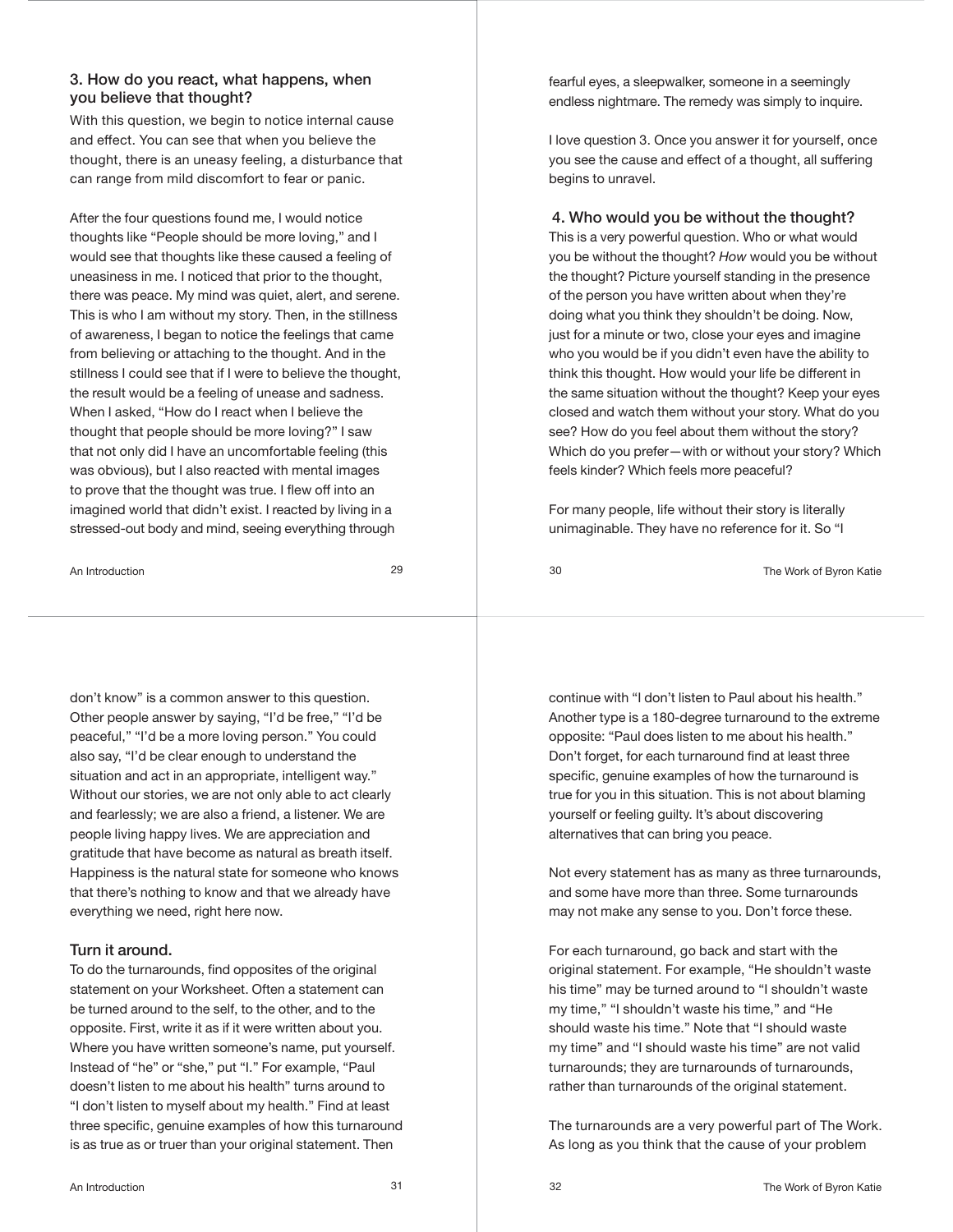### 3. How do you react, what happens, when you believe that thought?

With this question, we begin to notice internal cause and effect. You can see that when you believe the thought, there is an uneasy feeling, a disturbance that can range from mild discomfort to fear or panic.

After the four questions found me, I would notice thoughts like "People should be more loving," and I would see that thoughts like these caused a feeling of uneasiness in me. I noticed that prior to the thought, there was peace. My mind was quiet, alert, and serene. This is who I am without my story. Then, in the stillness of awareness, I began to notice the feelings that came from believing or attaching to the thought. And in the stillness I could see that if I were to believe the thought, the result would be a feeling of unease and sadness. When I asked, "How do I react when I believe the thought that people should be more loving?" I saw that not only did I have an uncomfortable feeling (this was obvious), but I also reacted with mental images to prove that the thought was true. I flew off into an imagined world that didn't exist. I reacted by living in a stressed-out body and mind, seeing everything through fearful eyes, a sleepwalker, someone in a seemingly endless nightmare. The remedy was simply to inquire.

I love question 3. Once you answer it for yourself, once you see the cause and effect of a thought, all suffering begins to unravel.

### 4. Who would you be without the thought?

This is a very powerful question. Who or what would you be without the thought? *How* would you be without the thought? Picture yourself standing in the presence of the person you have written about when they're doing what you think they shouldn't be doing. Now, just for a minute or two, close your eyes and imagine who you would be if you didn't even have the ability to think this thought. How would your life be different in the same situation without the thought? Keep your eyes closed and watch them without your story. What do you see? How do you feel about them without the story? Which do you prefer—with or without your story? Which feels kinder? Which feels more peaceful?

For many people, life without their story is literally unimaginable. They have no reference for it. So "I don't know" is a common answer to this question. Other people answer by saying, "I'd be free," "I'd be peaceful," "I'd be a more loving person." You could also say, "I'd be clear enough to understand the situation and act in an appropriate, intelligent way." Without our stories, we are not only able to act clearly and fearlessly; we are also a friend, a listener. We are people living happy lives. We are appreciation and gratitude that have become as natural as breath itself. Happiness is the natural state for someone who knows that there's nothing to know and that we already have everything we need, right here now.

### Turn it around.

To do the turnarounds, find opposites of the original statement on your Worksheet. Often a statement can be turned around to the self, to the other, and to the opposite. First, write it as if it were written about you. Where you have written someone's name, put yourself. Instead of "he" or "she," put "I." For example, "Paul doesn't listen to me about his health" turns around to "I don't listen to myself about my health." Find at least three specific, genuine examples of how this turnaround is as true as or truer than your original statement. Then continue with "I don't listen to Paul about his health." Another type is a 180-degree turnaround to the extreme opposite: "Paul does listen to me about his health." Don't forget, for each turnaround find at least three specific, genuine examples of how the turnaround is true for you in this situation. This is not about blaming yourself or feeling guilty. It's about discovering alternatives that can bring you peace.

Not every statement has as many as three turnarounds, and some have more than three. Some turnarounds may not make any sense to you. Don't force these.

For each turnaround, go back and start with the original statement. For example, "He shouldn't waste his time" may be turned around to "I shouldn't waste my time," "I shouldn't waste his time," and "He should waste his time." Note that "I should waste my time" and "I should waste his time" are not valid turnarounds; they are turnarounds of turnarounds, rather than turnarounds of the original statement.

The turnarounds are a very powerful part of The Work. As long as you think that the cause of your problem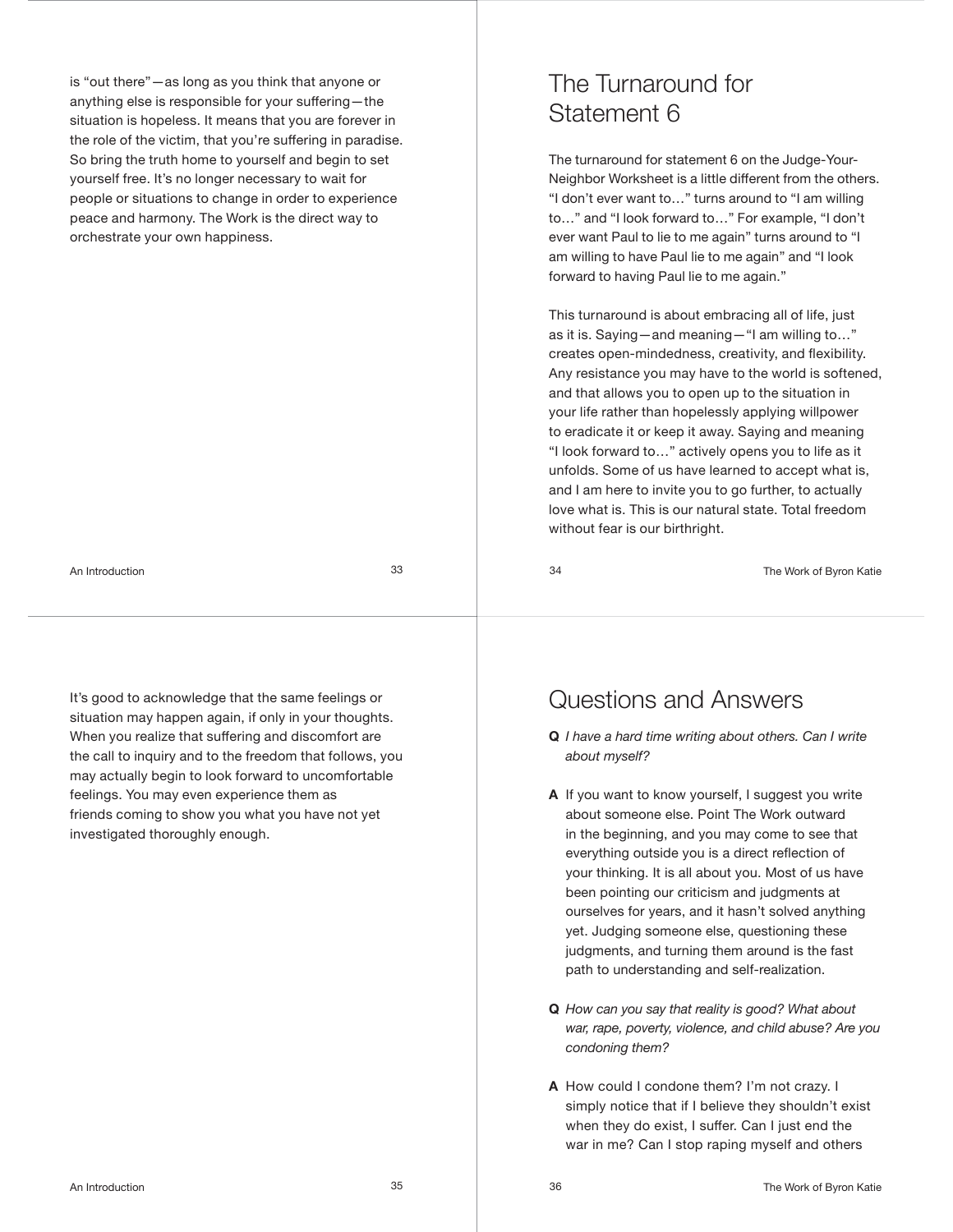is "out there"—as long as you think that anyone or anything else is responsible for your suffering—the situation is hopeless. It means that you are forever in the role of the victim, that you're suffering in paradise. So bring the truth home to yourself and begin to set yourself free. It's no longer necessary to wait for people or situations to change in order to experience peace and harmony. The Work is the direct way to orchestrate your own happiness.

## The Turnaround for Statement 6

The turnaround for statement 6 on the Judge-Your-Neighbor Worksheet is a little different from the others. "I don't ever want to…" turns around to "I am willing to…" and "I look forward to…" For example, "I don't ever want Paul to lie to me again" turns around to "I am willing to have Paul lie to me again" and "I look forward to having Paul lie to me again."

This turnaround is about embracing all of life, just as it is. Saying—and meaning—"I am willing to…" creates open-mindedness, creativity, and flexibility. Any resistance you may have to the world is softened, and that allows you to open up to the situation in your life rather than hopelessly applying willpower to eradicate it or keep it away. Saying and meaning "I look forward to…" actively opens you to life as it unfolds. Some of us have learned to accept what is, and I am here to invite you to go further, to actually love what is. This is our natural state. Total freedom without fear is our birthright.

It's good to acknowledge that the same feelings or situation may happen again, if only in your thoughts. When you realize that suffering and discomfort are the call to inquiry and to the freedom that follows, you may actually begin to look forward to uncomfortable feelings. You may even experience them as friends coming to show you what you have not yet investigated thoroughly enough.

## Questions and Answers

**Q** *I have a hard time writing about others. Can I write about myself?*

**A** If you want to know yourself, I suggest you write about someone else. Point The Work outward in the beginning, and you may come to see that everything outside you is a direct reflection of your thinking. It is all about you. Most of us have been pointing our criticism and judgments at ourselves for years, and it hasn't solved anything yet. Judging someone else, questioning these judgments, and turning them around is the fast path to understanding and self-realization.

**Q** *How can you say that reality is good? What about war, rape, poverty, violence, and child abuse? Are you condoning them?*

**A** How could I condone them? I'm not crazy. I simply notice that if I believe they shouldn't exist when they do exist, I suffer. Can I just end the war in me? Can I stop raping myself and others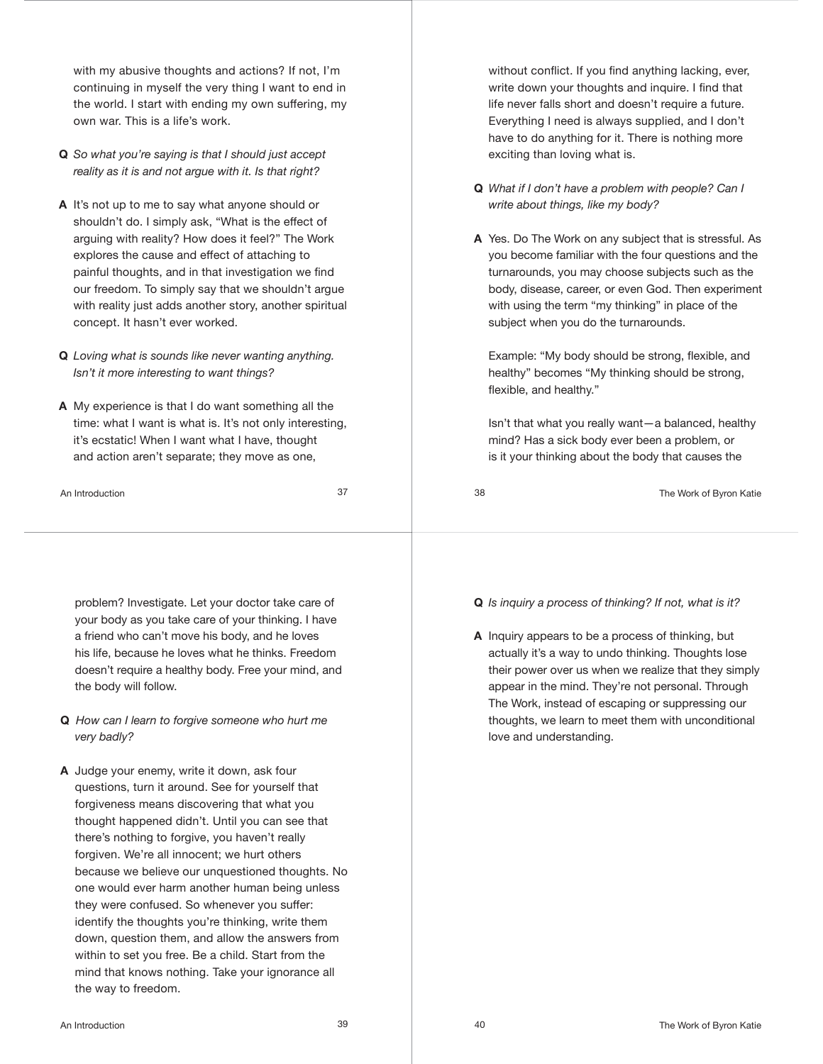with my abusive thoughts and actions? If not, I'm continuing in myself the very thing I want to end in the world. I start with ending my own suffering, my own war. This is a life's work.

**Q** *So what you're saying is that I should just accept reality as it is and not argue with it. Is that right?*

**A** It's not up to me to say what anyone should or shouldn't do. I simply ask, "What is the effect of arguing with reality? How does it feel?" The Work explores the cause and effect of attaching to painful thoughts, and in that investigation we find our freedom. To simply say that we shouldn't argue with reality just adds another story, another spiritual concept. It hasn't ever worked.

**Q** *Loving what is sounds like never wanting anything. Isn't it more interesting to want things?*

**A** My experience is that I do want something all the time: what I want is what is. It's not only interesting, it's ecstatic! When I want what I have, thought and action aren't separate; they move as one, without conflict. If you find anything lacking, ever, write down your thoughts and inquire. I find that life never falls short and doesn't require a future. Everything I need is always supplied, and I don't have to do anything for it. There is nothing more exciting than loving what is.

**Q** *What if I don't have a problem with people? Can I write about things, like my body?*

**A** Yes. Do The Work on any subject that is stressful. As you become familiar with the four questions and the turnarounds, you may choose subjects such as the body, disease, career, or even God. Then experiment with using the term "my thinking" in place of the subject when you do the turnarounds.

Example: "My body should be strong, flexible, and healthy" becomes "My thinking should be strong, flexible, and healthy."

Isn't that what you really want—a balanced, healthy mind? Has a sick body ever been a problem, or is it your thinking about the body that causes the problem? Investigate. Let your doctor take care of your body as you take care of your thinking. I have a friend who can't move his body, and he loves his life, because he loves what he thinks. Freedom doesn't require a healthy body. Free your mind, and the body will follow.

**Q** *How can I learn to forgive someone who hurt me very badly?*

**A** Judge your enemy, write it down, ask four questions, turn it around. See for yourself that forgiveness means discovering that what you thought happened didn't. Until you can see that there's nothing to forgive, you haven't really forgiven. We're all innocent; we hurt others because we believe our unquestioned thoughts. No one would ever harm another human being unless they were confused. So whenever you suffer: identify the thoughts you're thinking, write them down, question them, and allow the answers from within to set you free. Be a child. Start from the mind that knows nothing. Take your ignorance all the way to freedom.

**Q** *Is inquiry a process of thinking? If not, what is it?*

**A** Inquiry appears to be a process of thinking, but actually it's a way to undo thinking. Thoughts lose their power over us when we realize that they simply appear in the mind. They're not personal. Through The Work, instead of escaping or suppressing our thoughts, we learn to meet them with unconditional love and understanding.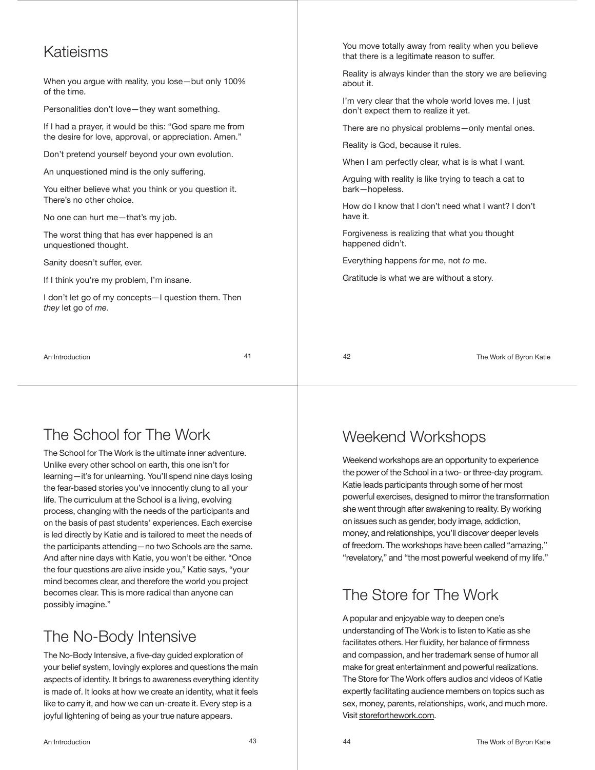## Katieisms

When you argue with reality, you lose—but only 100% of the time.

Personalities don't love—they want something.

If I had a prayer, it would be this: "God spare me from the desire for love, approval, or appreciation. Amen."

Don't pretend yourself beyond your own evolution.

An unquestioned mind is the only suffering.

You either believe what you think or you question it. There's no other choice.

No one can hurt me—that's my job.

The worst thing that has ever happened is an unquestioned thought.

Sanity doesn't suffer, ever.

If I think you're my problem, I'm insane.

I don't let go of my concepts—I question them. Then *they* let go of *me*.

You move totally away from reality when you believe that there is a legitimate reason to suffer.

Reality is always kinder than the story we are believing about it.

I'm very clear that the whole world loves me. I just don't expect them to realize it yet.

There are no physical problems—only mental ones.

Reality is God, because it rules.

When I am perfectly clear, what is is what I want.

Arguing with reality is like trying to teach a cat to bark—hopeless.

How do I know that I don't need what I want? I don't have it.

Forgiveness is realizing that what you thought happened didn't.

Everything happens *for* me, not *to* me.

Gratitude is what we are without a story.

## The School for The Work

The School for The Work is the ultimate inner adventure. Unlike every other school on earth, this one isn't for learning—it's for unlearning. You'll spend nine days losing the fear-based stories you've innocently clung to all your life. The curriculum at the School is a living, evolving process, changing with the needs of the participants and on the basis of past students' experiences. Each exercise is led directly by Katie and is tailored to meet the needs of the participants attending—no two Schools are the same. And after nine days with Katie, you won't be either. "Once the four questions are alive inside you," Katie says, "your mind becomes clear, and therefore the world you project becomes clear. This is more radical than anyone can possibly imagine."

## The No-Body Intensive

The No-Body Intensive, a five-day guided exploration of your belief system, lovingly explores and questions the main aspects of identity. It brings to awareness everything identity is made of. It looks at how we create an identity, what it feels like to carry it, and how we can un-create it. Every step is a joyful lightening of being as your true nature appears.

## Weekend Workshops

Weekend workshops are an opportunity to experience the power of the School in a two- or three-day program. Katie leads participants through some of her most powerful exercises, designed to mirror the transformation she went through after awakening to reality. By working on issues such as gender, body image, addiction, money, and relationships, you'll discover deeper levels of freedom. The workshops have been called "amazing," "revelatory," and "the most powerful weekend of my life."

## The Store for The Work

A popular and enjoyable way to deepen one's understanding of The Work is to listen to Katie as she facilitates others. Her fluidity, her balance of firmness and compassion, and her trademark sense of humor all make for great entertainment and powerful realizations. The Store for The Work offers audios and videos of Katie expertly facilitating audience members on topics such as sex, money, parents, relationships, work, and much more. Visit storeforthework.com.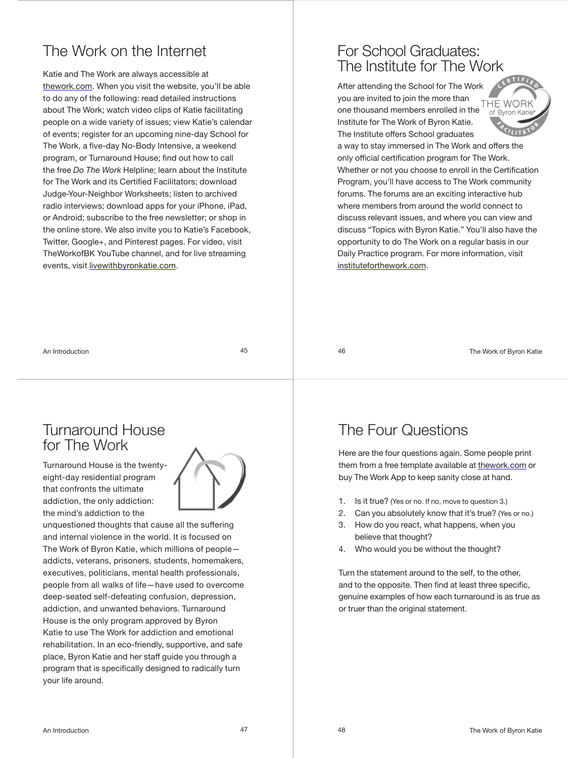## The Work on the Internet

Katie and The Work are always accessible at thework.com. When you visit the website, you'll be able to do any of the following: read detailed instructions about The Work; watch video clips of Katie facilitating people on a wide variety of issues; view Katie's calendar of events; register for an upcoming nine-day School for The Work, a five-day No-Body Intensive, a weekend program, or Turnaround House; find out how to call the free *Do The Work* Helpline; learn about the Institute for The Work and its Certified Facilitators; download Judge-Your-Neighbor Worksheets; listen to archived radio interviews; download apps for your iPhone, iPad, or Android; subscribe to the free newsletter; or shop in the online store. We also invite you to Katie's Facebook, Twitter, Google+, and Pinterest pages. For video, visit TheWorkofBK YouTube channel, and for live streaming events, visit livewithbyronkatie.com.

## For School Graduates: The Institute for The Work

After attending the School for The Work you are invited to join the more than one thousand members enrolled in the Institute for The Work of Byron Katie. The Institute offers School graduates a way to stay immersed in The Work and offers the only official certification program for The Work. Whether or not you choose to enroll in the Certification Program, you'll have access to The Work community forums. The forums are an exciting interactive hub where members from around the world connect to discuss relevant issues, and where you can view and discuss "Topics with Byron Katie." You'll also have the opportunity to do The Work on a regular basis in our Daily Practice program. For more information, visit instituteforthework.com.

## Turnaround House for The Work

Turnaround House is the twenty-eight-day residential program that confronts the ultimate addiction, the only addiction: the mind's addiction to the unquestioned thoughts that cause all the suffering and internal violence in the world. It is focused on The Work of Byron Katie, which millions of people—addicts, veterans, prisoners, students, homemakers, executives, politicians, mental health professionals, people from all walks of life—have used to overcome deep-seated self-defeating confusion, depression, addiction, and unwanted behaviors. Turnaround House is the only program approved by Byron Katie to use The Work for addiction and emotional rehabilitation. In an eco-friendly, supportive, and safe place, Byron Katie and her staff guide you through a program that is specifically designed to radically turn your life around.

## The Four Questions

Here are the four questions again. Some people print them from a free template available at thework.com or buy The Work App to keep sanity close at hand.

1. Is it true? (Yes or no. If no, move to question 3.)
2. Can you absolutely know that it's true? (Yes or no.)
3. How do you react, what happens, when you believe that thought?
4. Who would you be without the thought?

Turn the statement around to the self, to the other, and to the opposite. Then find at least three specific, genuine examples of how each turnaround is as true as or truer than the original statement.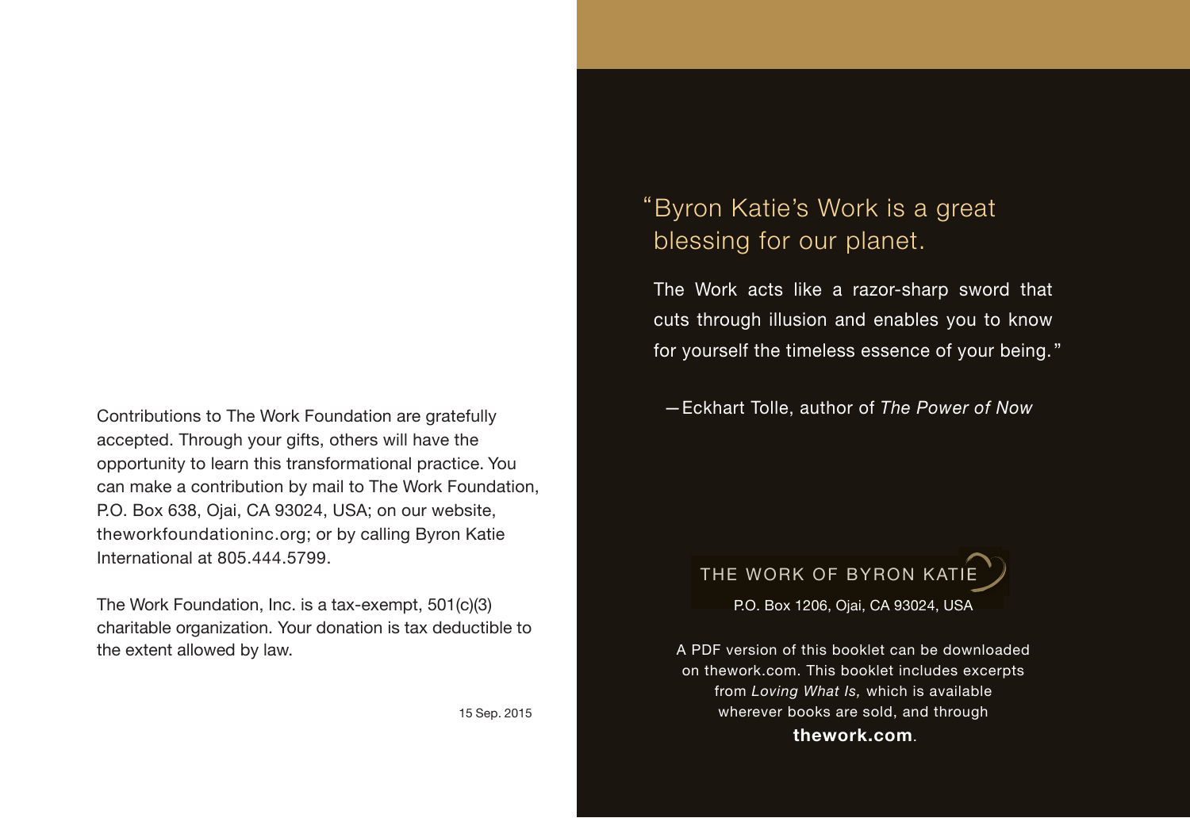Contributions to The Work Foundation are gratefully accepted. Through your gifts, others will have the opportunity to learn this transformational practice. You can make a contribution by mail to The Work Foundation, P.O. Box 638, Ojai, CA 93024, USA; on our website, theworkfoundationinc.org; or by calling Byron Katie International at 805.444.5799.

The Work Foundation, Inc. is a tax-exempt, 501(c)(3) charitable organization. Your donation is tax deductible to the extent allowed by law.

15 Sep. 2015

"Byron Katie's Work is a great blessing for our planet.

The Work acts like a razor-sharp sword that cuts through illusion and enables you to know for yourself the timeless essence of your being."

—Eckhart Tolle, author of *The Power of Now*

THE WORK OF BYRON KATIE

P.O. Box 1206, Ojai, CA 93024, USA

A PDF version of this booklet can be downloaded on thework.com. This booklet includes excerpts from *Loving What Is,* which is available wherever books are sold, and through **thework.com**.